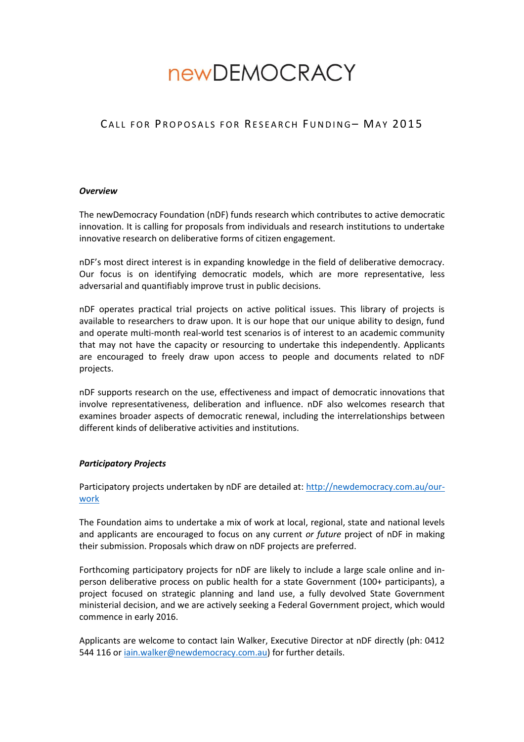# newDEMOCRACY

## CALL FOR PROPOSALS FOR RESEARCH FUNDING– MAY 2015

***Overview***

The newDemocracy Foundation (nDF) funds research which contributes to active democratic innovation. It is calling for proposals from individuals and research institutions to undertake innovative research on deliberative forms of citizen engagement.

nDF's most direct interest is in expanding knowledge in the field of deliberative democracy. Our focus is on identifying democratic models, which are more representative, less adversarial and quantifiably improve trust in public decisions.

nDF operates practical trial projects on active political issues. This library of projects is available to researchers to draw upon. It is our hope that our unique ability to design, fund and operate multi-month real-world test scenarios is of interest to an academic community that may not have the capacity or resourcing to undertake this independently. Applicants are encouraged to freely draw upon access to people and documents related to nDF projects.

nDF supports research on the use, effectiveness and impact of democratic innovations that involve representativeness, deliberation and influence. nDF also welcomes research that examines broader aspects of democratic renewal, including the interrelationships between different kinds of deliberative activities and institutions.

***Participatory Projects***

Participatory projects undertaken by nDF are detailed at: [http://newdemocracy.com.au/our-work](http://newdemocracy.com.au/our-work)

The Foundation aims to undertake a mix of work at local, regional, state and national levels and applicants are encouraged to focus on any current *or future* project of nDF in making their submission. Proposals which draw on nDF projects are preferred.

Forthcoming participatory projects for nDF are likely to include a large scale online and in-person deliberative process on public health for a state Government (100+ participants), a project focused on strategic planning and land use, a fully devolved State Government ministerial decision, and we are actively seeking a Federal Government project, which would commence in early 2016.

Applicants are welcome to contact Iain Walker, Executive Director at nDF directly (ph: 0412 544 116 or [iain.walker@newdemocracy.com.au](mailto:iain.walker@newdemocracy.com.au)) for further details.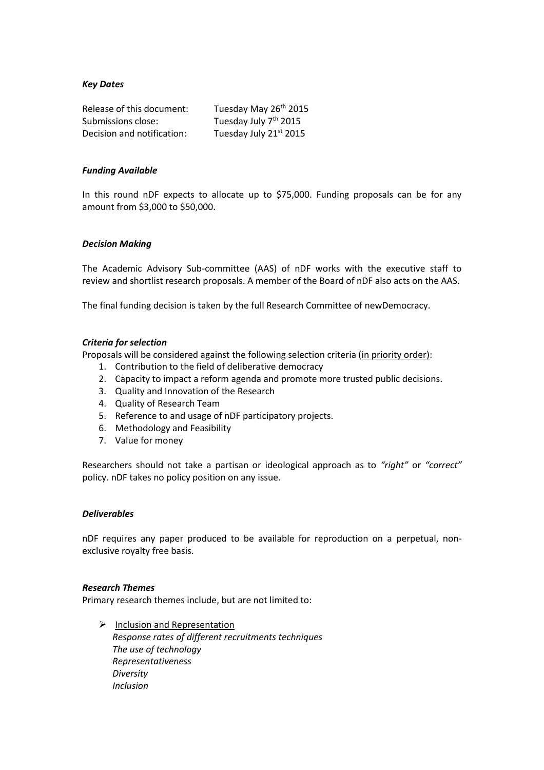### *Key Dates*

| | |
|---|---|
| Release of this document: | Tuesday May 26th 2015 |
| Submissions close: | Tuesday July 7th 2015 |
| Decision and notification: | Tuesday July 21st 2015 |

### *Funding Available*

In this round nDF expects to allocate up to $75,000. Funding proposals can be for any amount from $3,000 to $50,000.

### *Decision Making*

The Academic Advisory Sub-committee (AAS) of nDF works with the executive staff to review and shortlist research proposals. A member of the Board of nDF also acts on the AAS.

The final funding decision is taken by the full Research Committee of newDemocracy.

### *Criteria for selection*

Proposals will be considered against the following selection criteria (<u>in priority order</u>):

1. Contribution to the field of deliberative democracy
2. Capacity to impact a reform agenda and promote more trusted public decisions.
3. Quality and Innovation of the Research
4. Quality of Research Team
5. Reference to and usage of nDF participatory projects.
6. Methodology and Feasibility
7. Value for money

Researchers should not take a partisan or ideological approach as to *"right"* or *"correct"* policy. nDF takes no policy position on any issue.

### *Deliverables*

nDF requires any paper produced to be available for reproduction on a perpetual, non-exclusive royalty free basis.

### *Research Themes*

Primary research themes include, but are not limited to:

- <u>Inclusion and Representation</u>
  *Response rates of different recruitments techniques*
  *The use of technology*
  *Representativeness*
  *Diversity*
  *Inclusion*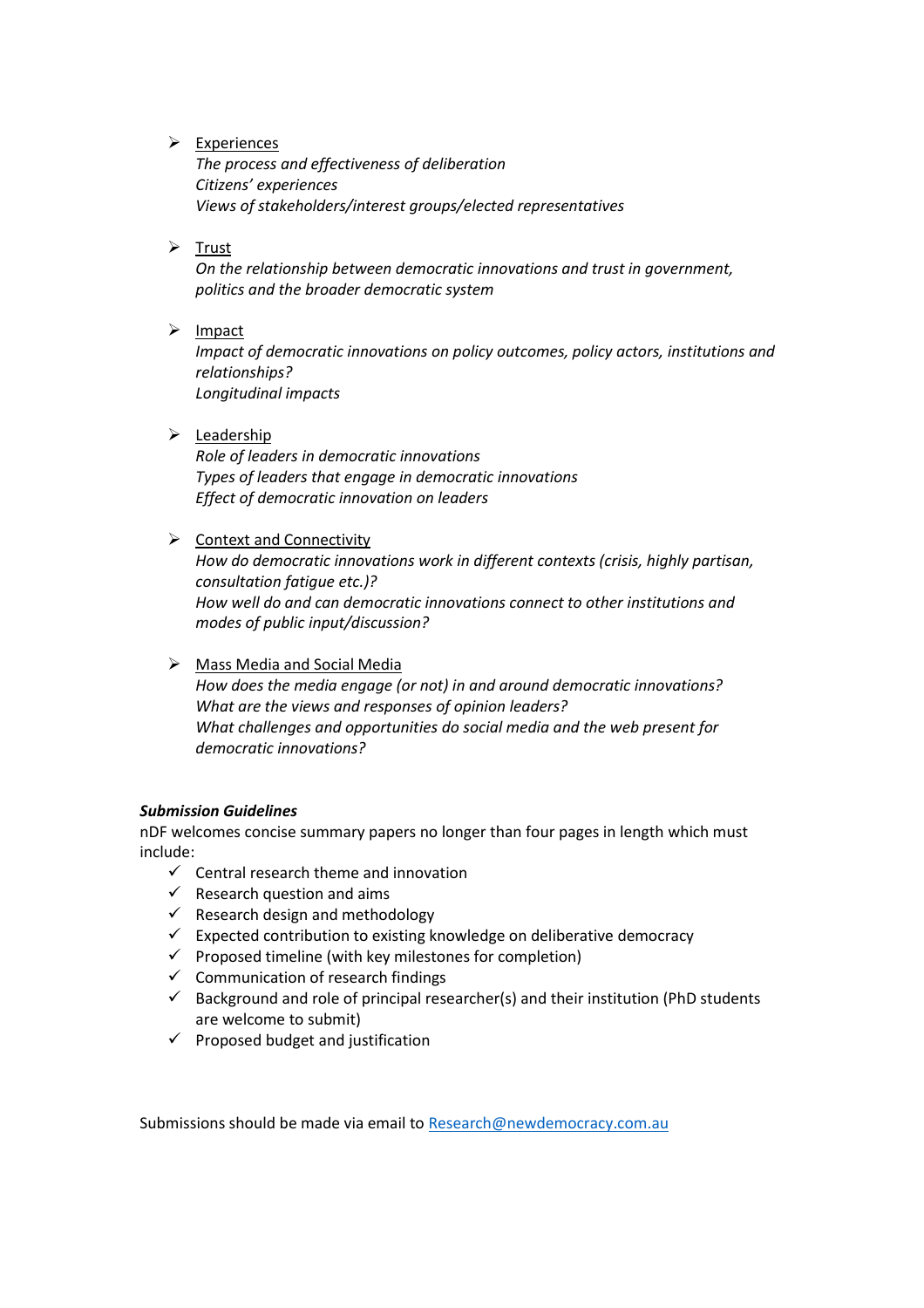- Experiences
  *The process and effectiveness of deliberation*
  *Citizens' experiences*
  *Views of stakeholders/interest groups/elected representatives*

- Trust
  *On the relationship between democratic innovations and trust in government, politics and the broader democratic system*

- Impact
  *Impact of democratic innovations on policy outcomes, policy actors, institutions and relationships?*
  *Longitudinal impacts*

- Leadership
  *Role of leaders in democratic innovations*
  *Types of leaders that engage in democratic innovations*
  *Effect of democratic innovation on leaders*

- Context and Connectivity
  *How do democratic innovations work in different contexts (crisis, highly partisan, consultation fatigue etc.)?*
  *How well do and can democratic innovations connect to other institutions and modes of public input/discussion?*

- Mass Media and Social Media
  *How does the media engage (or not) in and around democratic innovations?*
  *What are the views and responses of opinion leaders?*
  *What challenges and opportunities do social media and the web present for democratic innovations?*

***Submission Guidelines***

nDF welcomes concise summary papers no longer than four pages in length which must include:

- ✓ Central research theme and innovation
- ✓ Research question and aims
- ✓ Research design and methodology
- ✓ Expected contribution to existing knowledge on deliberative democracy
- ✓ Proposed timeline (with key milestones for completion)
- ✓ Communication of research findings
- ✓ Background and role of principal researcher(s) and their institution (PhD students are welcome to submit)
- ✓ Proposed budget and justification

Submissions should be made via email to Research@newdemocracy.com.au